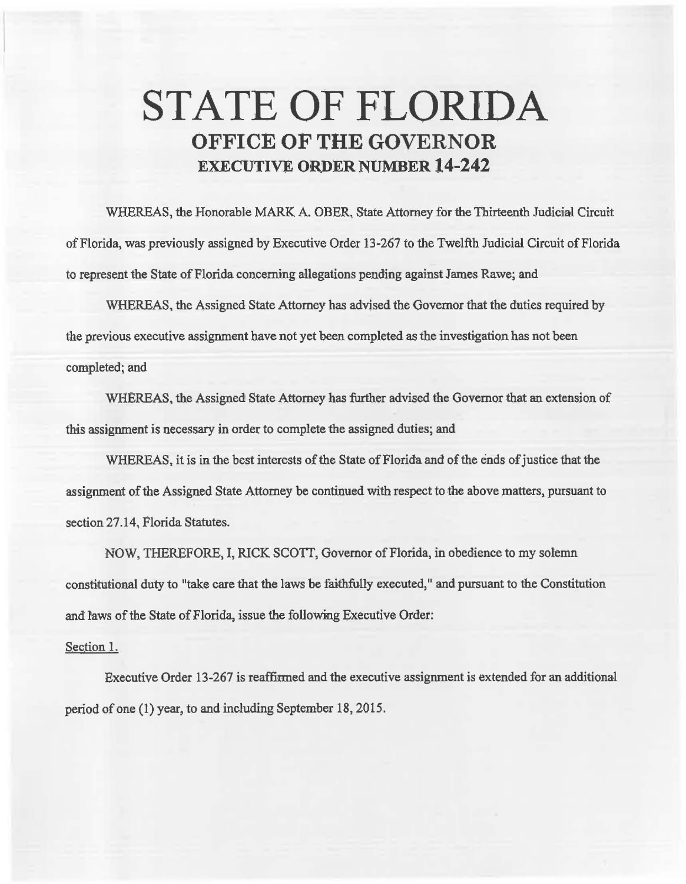# STATE OF FLORIDA
## OFFICE OF THE GOVERNOR
### EXECUTIVE ORDER NUMBER 14-242

WHEREAS, the Honorable MARK A. OBER, State Attorney for the Thirteenth Judicial Circuit of Florida, was previously assigned by Executive Order 13-267 to the Twelfth Judicial Circuit of Florida to represent the State of Florida concerning allegations pending against James Rawe; and

WHEREAS, the Assigned State Attorney has advised the Governor that the duties required by the previous executive assignment have not yet been completed as the investigation has not been completed; and

WHEREAS, the Assigned State Attorney has further advised the Governor that an extension of this assignment is necessary in order to complete the assigned duties; and

WHEREAS, it is in the best interests of the State of Florida and of the ends of justice that the assignment of the Assigned State Attorney be continued with respect to the above matters, pursuant to section 27.14, Florida Statutes.

NOW, THEREFORE, I, RICK SCOTT, Governor of Florida, in obedience to my solemn constitutional duty to "take care that the laws be faithfully executed," and pursuant to the Constitution and laws of the State of Florida, issue the following Executive Order:

Section 1.

Executive Order 13-267 is reaffirmed and the executive assignment is extended for an additional period of one (1) year, to and including September 18, 2015.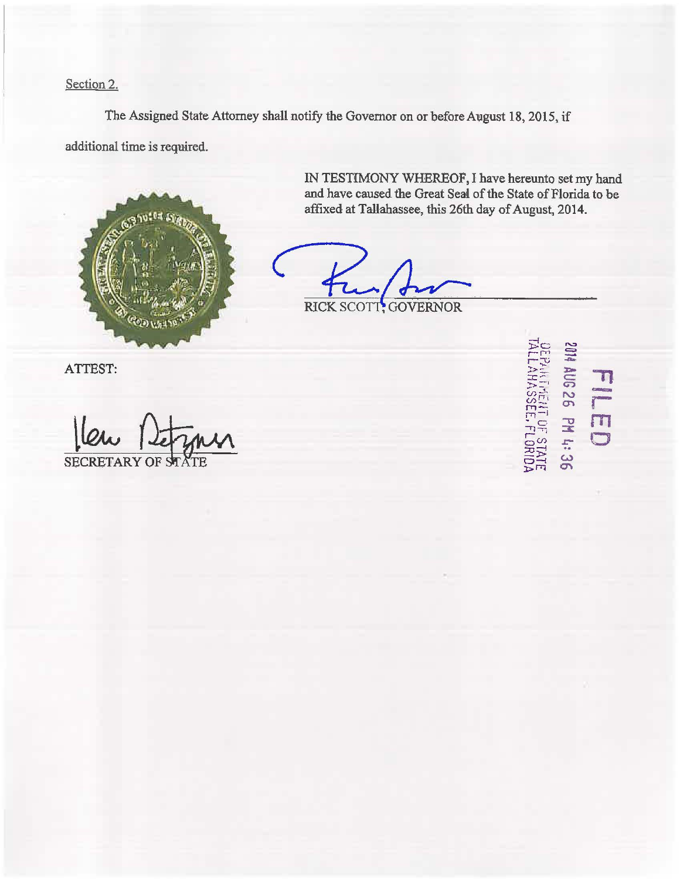Section 2.

The Assigned State Attorney shall notify the Governor on or before August 18, 2015, if additional time is required.

IN TESTIMONY WHEREOF, I have hereunto set my hand and have caused the Great Seal of the State of Florida to be affixed at Tallahassee, this 26th day of August, 2014.

RICK SCOTT, GOVERNOR

ATTEST:

SECRETARY OF STATE

FILED

2014 AUG 26 PM 4:36

DEPARTMENT OF STATE
TALLAHASSEE, FLORIDA